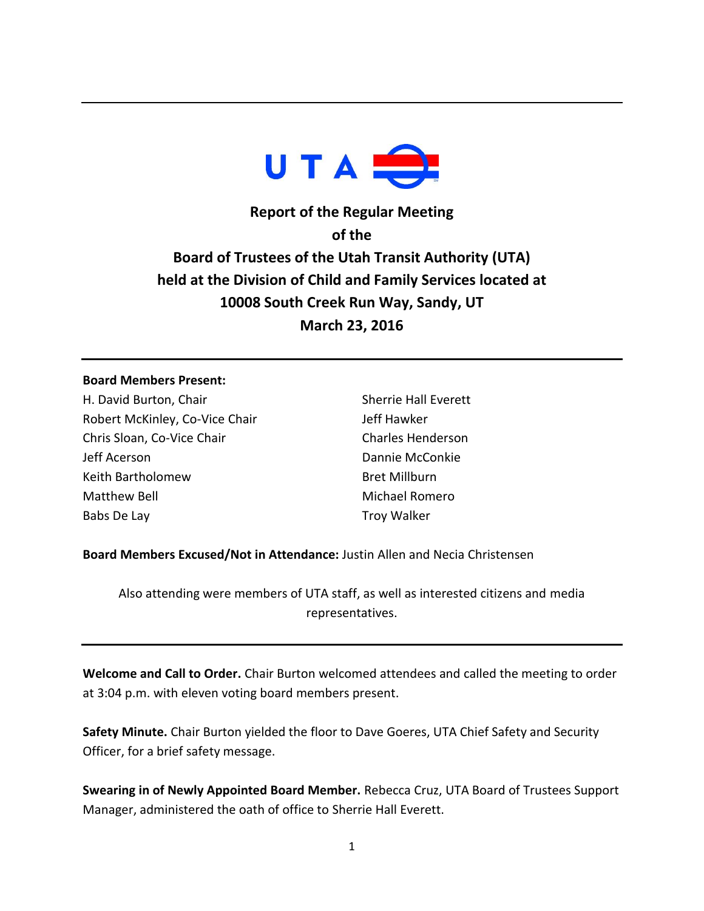**Report of the Regular Meeting**
**of the**
**Board of Trustees of the Utah Transit Authority (UTA)**
**held at the Division of Child and Family Services located at**
**10008 South Creek Run Way, Sandy, UT**
**March 23, 2016**

---

**Board Members Present:**

H. David Burton, Chair
Robert McKinley, Co-Vice Chair
Chris Sloan, Co-Vice Chair
Jeff Acerson
Keith Bartholomew
Matthew Bell
Babs De Lay
Sherrie Hall Everett
Jeff Hawker
Charles Henderson
Dannie McConkie
Bret Millburn
Michael Romero
Troy Walker

**Board Members Excused/Not in Attendance:** Justin Allen and Necia Christensen

Also attending were members of UTA staff, as well as interested citizens and media representatives.

---

**Welcome and Call to Order.** Chair Burton welcomed attendees and called the meeting to order at 3:04 p.m. with eleven voting board members present.

**Safety Minute.** Chair Burton yielded the floor to Dave Goeres, UTA Chief Safety and Security Officer, for a brief safety message.

**Swearing in of Newly Appointed Board Member.** Rebecca Cruz, UTA Board of Trustees Support Manager, administered the oath of office to Sherrie Hall Everett.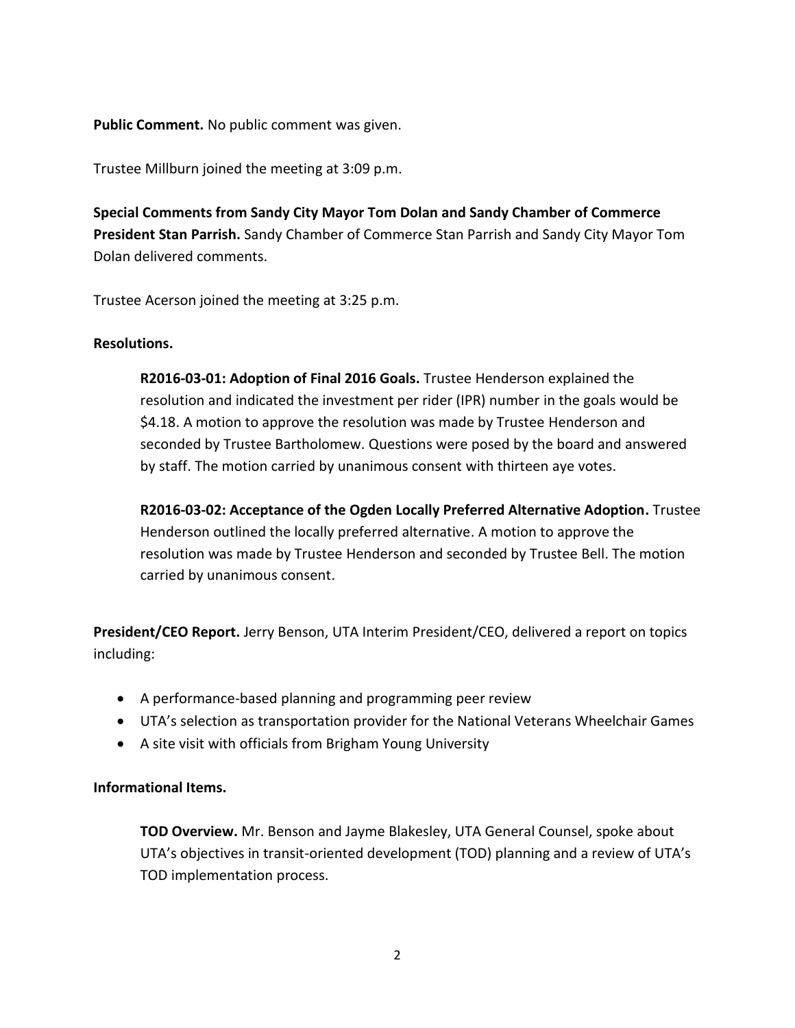**Public Comment.** No public comment was given.

Trustee Millburn joined the meeting at 3:09 p.m.

**Special Comments from Sandy City Mayor Tom Dolan and Sandy Chamber of Commerce President Stan Parrish.** Sandy Chamber of Commerce Stan Parrish and Sandy City Mayor Tom Dolan delivered comments.

Trustee Acerson joined the meeting at 3:25 p.m.

**Resolutions.**

> **R2016-03-01: Adoption of Final 2016 Goals.** Trustee Henderson explained the resolution and indicated the investment per rider (IPR) number in the goals would be $4.18. A motion to approve the resolution was made by Trustee Henderson and seconded by Trustee Bartholomew. Questions were posed by the board and answered by staff. The motion carried by unanimous consent with thirteen aye votes.
>
> **R2016-03-02: Acceptance of the Ogden Locally Preferred Alternative Adoption.** Trustee Henderson outlined the locally preferred alternative. A motion to approve the resolution was made by Trustee Henderson and seconded by Trustee Bell. The motion carried by unanimous consent.

**President/CEO Report.** Jerry Benson, UTA Interim President/CEO, delivered a report on topics including:

- A performance-based planning and programming peer review
- UTA's selection as transportation provider for the National Veterans Wheelchair Games
- A site visit with officials from Brigham Young University

**Informational Items.**

> **TOD Overview.** Mr. Benson and Jayme Blakesley, UTA General Counsel, spoke about UTA's objectives in transit-oriented development (TOD) planning and a review of UTA's TOD implementation process.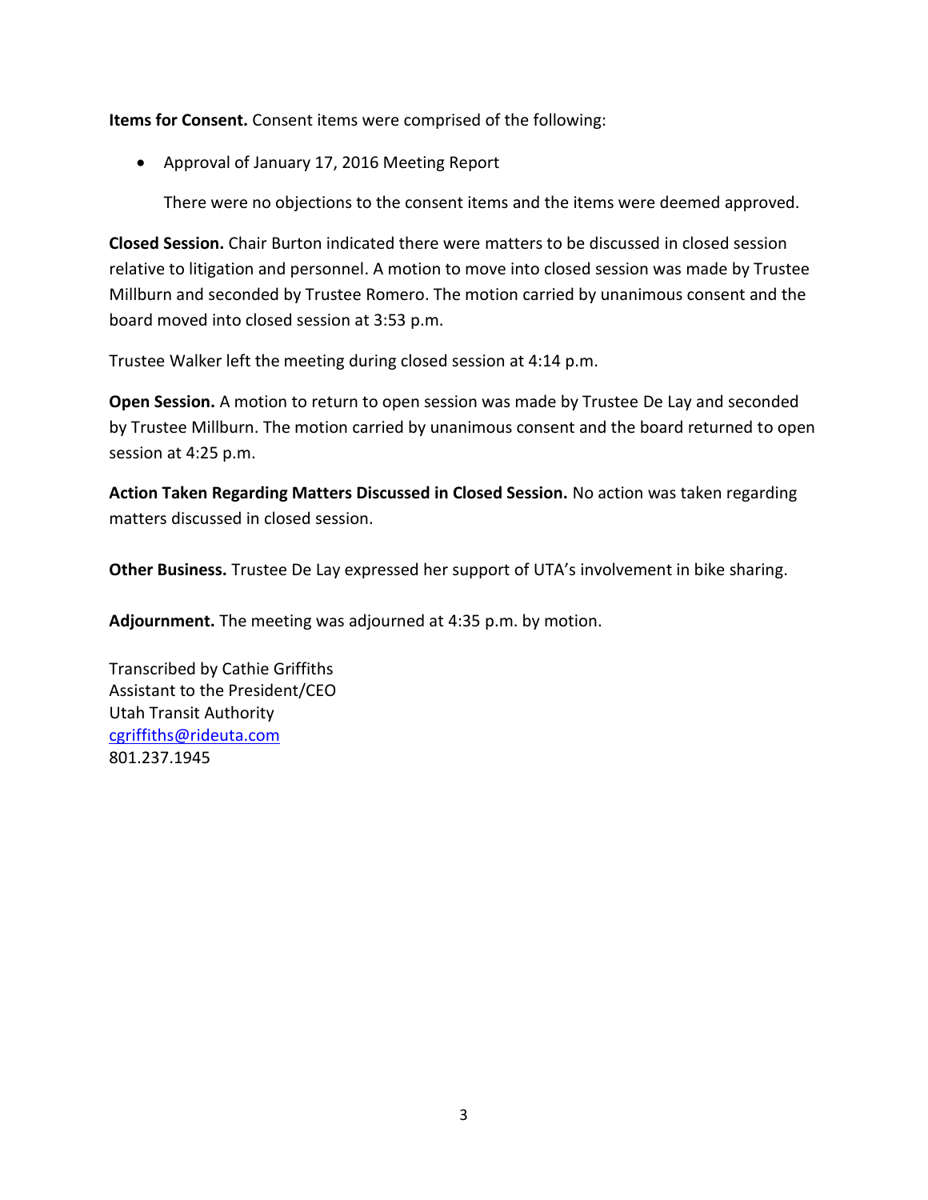**Items for Consent.** Consent items were comprised of the following:

- Approval of January 17, 2016 Meeting Report

  There were no objections to the consent items and the items were deemed approved.

**Closed Session.** Chair Burton indicated there were matters to be discussed in closed session relative to litigation and personnel. A motion to move into closed session was made by Trustee Millburn and seconded by Trustee Romero. The motion carried by unanimous consent and the board moved into closed session at 3:53 p.m.

Trustee Walker left the meeting during closed session at 4:14 p.m.

**Open Session.** A motion to return to open session was made by Trustee De Lay and seconded by Trustee Millburn. The motion carried by unanimous consent and the board returned to open session at 4:25 p.m.

**Action Taken Regarding Matters Discussed in Closed Session.** No action was taken regarding matters discussed in closed session.

**Other Business.** Trustee De Lay expressed her support of UTA's involvement in bike sharing.

**Adjournment.** The meeting was adjourned at 4:35 p.m. by motion.

Transcribed by Cathie Griffiths
Assistant to the President/CEO
Utah Transit Authority
cgriffiths@rideuta.com
801.237.1945